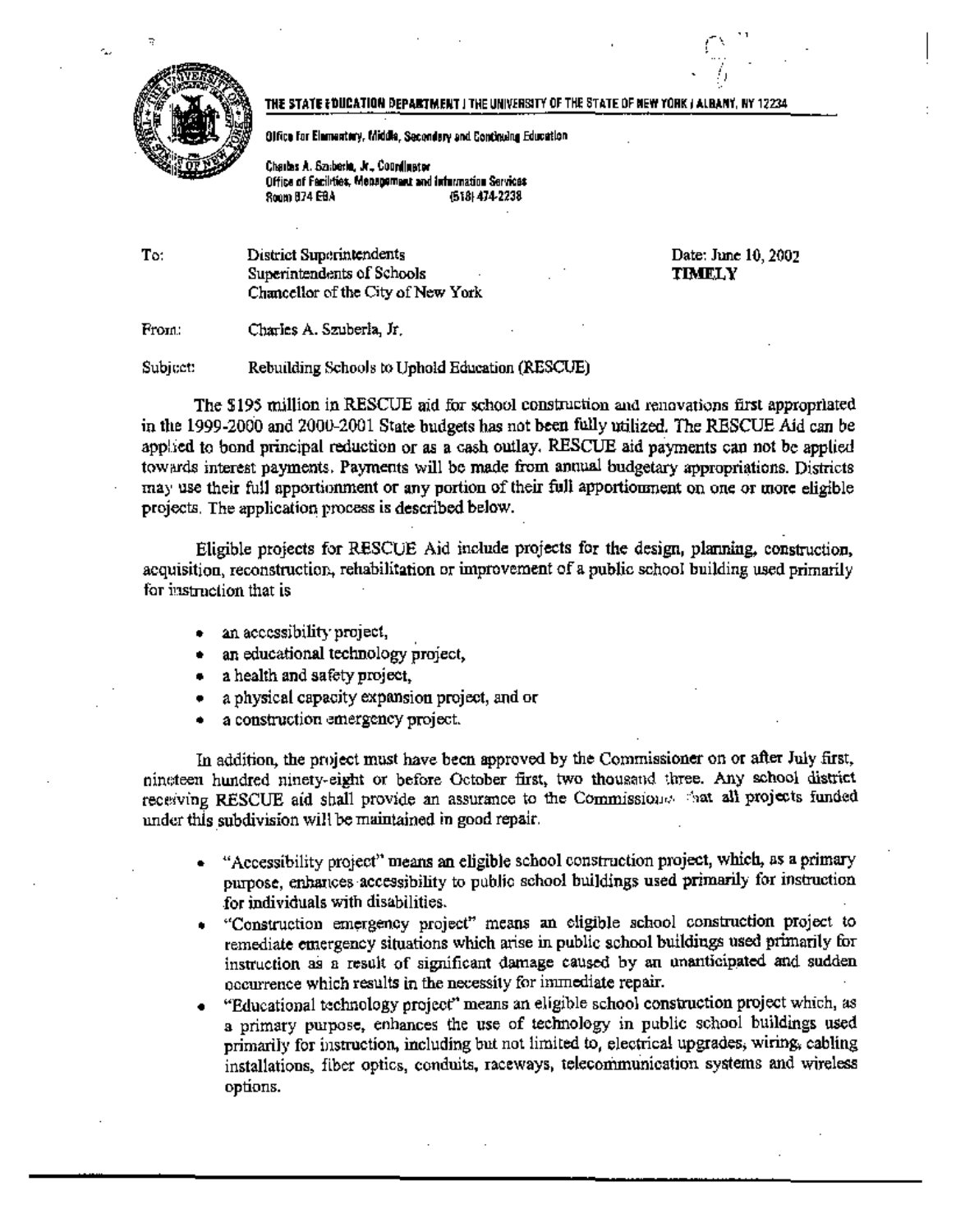THE STATE EDUCATION DEPARTMENT / THE UNIVERSITY OF THE STATE OF NEW YORK / ALBANY, NY 12234

Office for Elementary, Middle, Secondary and Continuing Education

Charles A. Szuberla, Jr., Coordinator
Office of Facilities, Management and Information Services
Room 874 EBA (518) 474-2238

To: District Superintendents
Superintendents of Schools
Chancellor of the City of New York

Date: June 10, 2002
**TIMELY**

From: Charles A. Szuberla, Jr.

Subject: Rebuilding Schools to Uphold Education (RESCUE)

The $195 million in RESCUE aid for school construction and renovations first appropriated in the 1999-2000 and 2000-2001 State budgets has not been fully utilized. The RESCUE Aid can be applied to bond principal reduction or as a cash outlay. RESCUE aid payments can not be applied towards interest payments. Payments will be made from annual budgetary appropriations. Districts may use their full apportionment or any portion of their full apportionment on one or more eligible projects. The application process is described below.

Eligible projects for RESCUE Aid include projects for the design, planning, construction, acquisition, reconstruction, rehabilitation or improvement of a public school building used primarily for instruction that is

- an accessibility project,
- an educational technology project,
- a health and safety project,
- a physical capacity expansion project, and or
- a construction emergency project.

In addition, the project must have been approved by the Commissioner on or after July first, nineteen hundred ninety-eight or before October first, two thousand three. Any school district receiving RESCUE aid shall provide an assurance to the Commissioner that all projects funded under this subdivision will be maintained in good repair.

- "Accessibility project" means an eligible school construction project, which, as a primary purpose, enhances accessibility to public school buildings used primarily for instruction for individuals with disabilities.
- "Construction emergency project" means an eligible school construction project to remediate emergency situations which arise in public school buildings used primarily for instruction as a result of significant damage caused by an unanticipated and sudden occurrence which results in the necessity for immediate repair.
- "Educational technology project" means an eligible school construction project which, as a primary purpose, enhances the use of technology in public school buildings used primarily for instruction, including but not limited to, electrical upgrades, wiring, cabling installations, fiber optics, conduits, raceways, telecommunication systems and wireless options.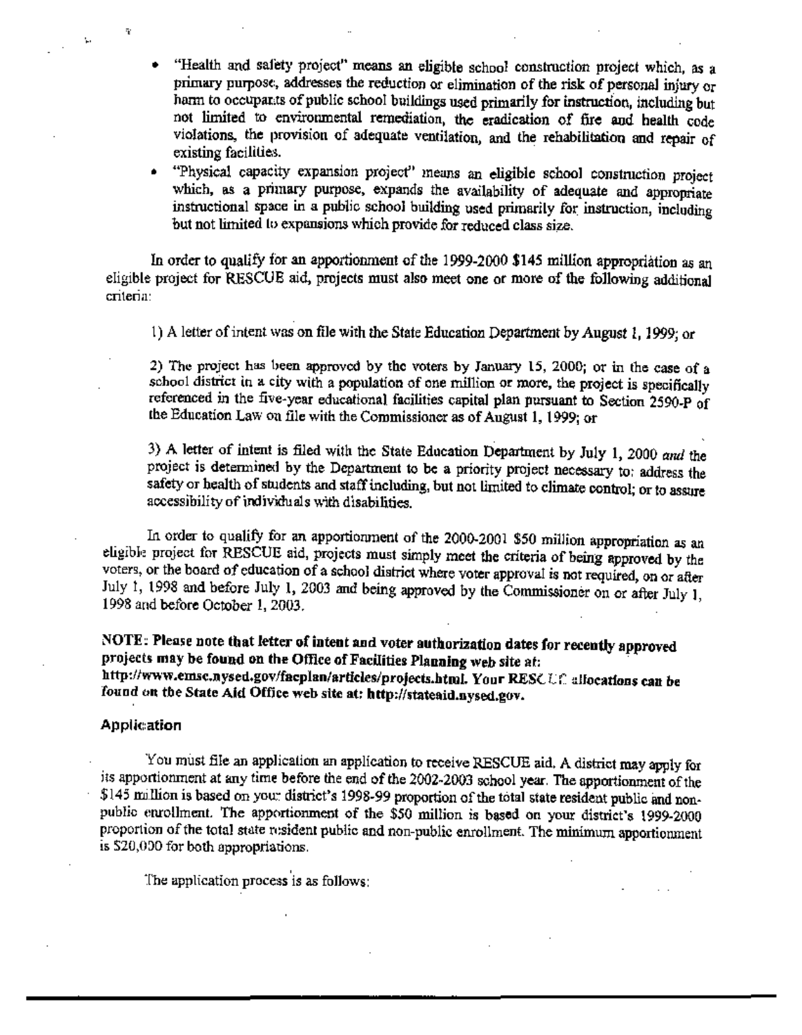- "Health and safety project" means an eligible school construction project which, as a primary purpose, addresses the reduction or elimination of the risk of personal injury or harm to occupants of public school buildings used primarily for instruction, including but not limited to environmental remediation, the eradication of fire and health code violations, the provision of adequate ventilation, and the rehabilitation and repair of existing facilities.
- "Physical capacity expansion project" means an eligible school construction project which, as a primary purpose, expands the availability of adequate and appropriate instructional space in a public school building used primarily for instruction, including but not limited to expansions which provide for reduced class size.

In order to qualify for an apportionment of the 1999-2000 $145 million appropriation as an eligible project for RESCUE aid, projects must also meet one or more of the following additional criteria:

1) A letter of intent was on file with the State Education Department by August 1, 1999; or

2) The project has been approved by the voters by January 15, 2000; or in the case of a school district in a city with a population of one million or more, the project is specifically referenced in the five-year educational facilities capital plan pursuant to Section 2590-P of the Education Law on file with the Commissioner as of August 1, 1999; or

3) A letter of intent is filed with the State Education Department by July 1, 2000 *and* the project is determined by the Department to be a priority project necessary to: address the safety or health of students and staff including, but not limited to climate control; or to assure accessibility of individuals with disabilities.

In order to qualify for an apportionment of the 2000-2001 $50 million appropriation as an eligible project for RESCUE aid, projects must simply meet the criteria of being approved by the voters, or the board of education of a school district where voter approval is not required, on or after July 1, 1998 and before July 1, 2003 and being approved by the Commissioner on or after July 1, 1998 and before October 1, 2003.

**NOTE: Please note that letter of intent and voter authorization dates for recently approved projects may be found on the Office of Facilities Planning web site at: http://www.emsc.nysed.gov/facplan/articles/projects.html. Your RESCUE allocations can be found on the State Aid Office web site at: http://stateaid.nysed.gov.**

## Application

You must file an application an application to receive RESCUE aid. A district may apply for its apportionment at any time before the end of the 2002-2003 school year. The apportionment of the $145 million is based on your district's 1998-99 proportion of the total state resident public and non-public enrollment. The apportionment of the $50 million is based on your district's 1999-2000 proportion of the total state resident public and non-public enrollment. The minimum apportionment is $20,000 for both appropriations.

The application process is as follows: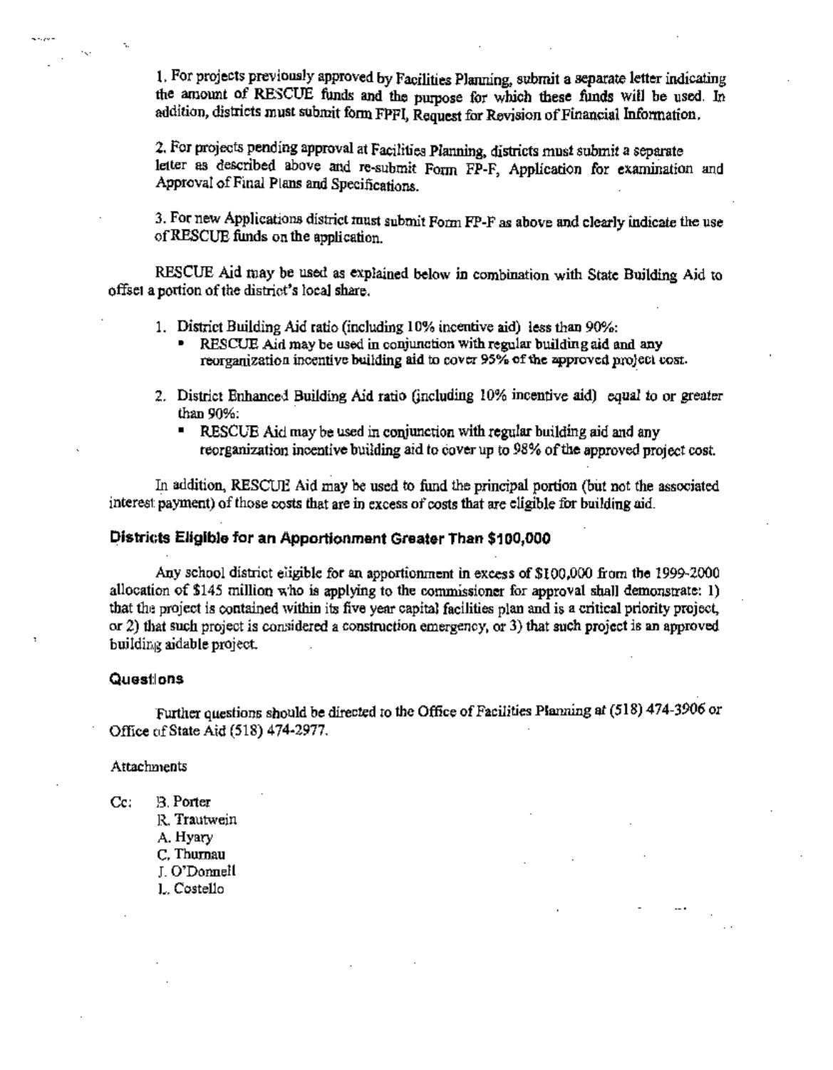1. For projects previously approved by Facilities Planning, submit a separate letter indicating the amount of RESCUE funds and the purpose for which these funds will be used. In addition, districts must submit form FPFI, Request for Revision of Financial Information.

2. For projects pending approval at Facilities Planning, districts must submit a separate letter as described above and re-submit Form FP-F, Application for examination and Approval of Final Plans and Specifications.

3. For new Applications district must submit Form FP-F as above and clearly indicate the use of RESCUE funds on the application.

RESCUE Aid may be used as explained below in combination with State Building Aid to offset a portion of the district's local share.

1. District Building Aid ratio (including 10% incentive aid) less than 90%:
   - RESCUE Aid may be used in conjunction with regular building aid and any reorganization incentive building aid to cover 95% of the approved project cost.

2. District Enhanced Building Aid ratio (including 10% incentive aid) equal to or greater than 90%:
   - RESCUE Aid may be used in conjunction with regular building aid and any reorganization incentive building aid to cover up to 98% of the approved project cost.

In addition, RESCUE Aid may be used to fund the principal portion (but not the associated interest payment) of those costs that are in excess of costs that are eligible for building aid.

### Districts Eligible for an Apportionment Greater Than $100,000

Any school district eligible for an apportionment in excess of $100,000 from the 1999-2000 allocation of $145 million who is applying to the commissioner for approval shall demonstrate: 1) that the project is contained within its five year capital facilities plan and is a critical priority project, or 2) that such project is considered a construction emergency, or 3) that such project is an approved building aidable project.

### Questions

Further questions should be directed to the Office of Facilities Planning at (518) 474-3906 or Office of State Aid (518) 474-2977.

Attachments

Cc: B. Porter
R. Trautwein
A. Hyary
C. Thurnau
J. O'Donnell
L. Costello